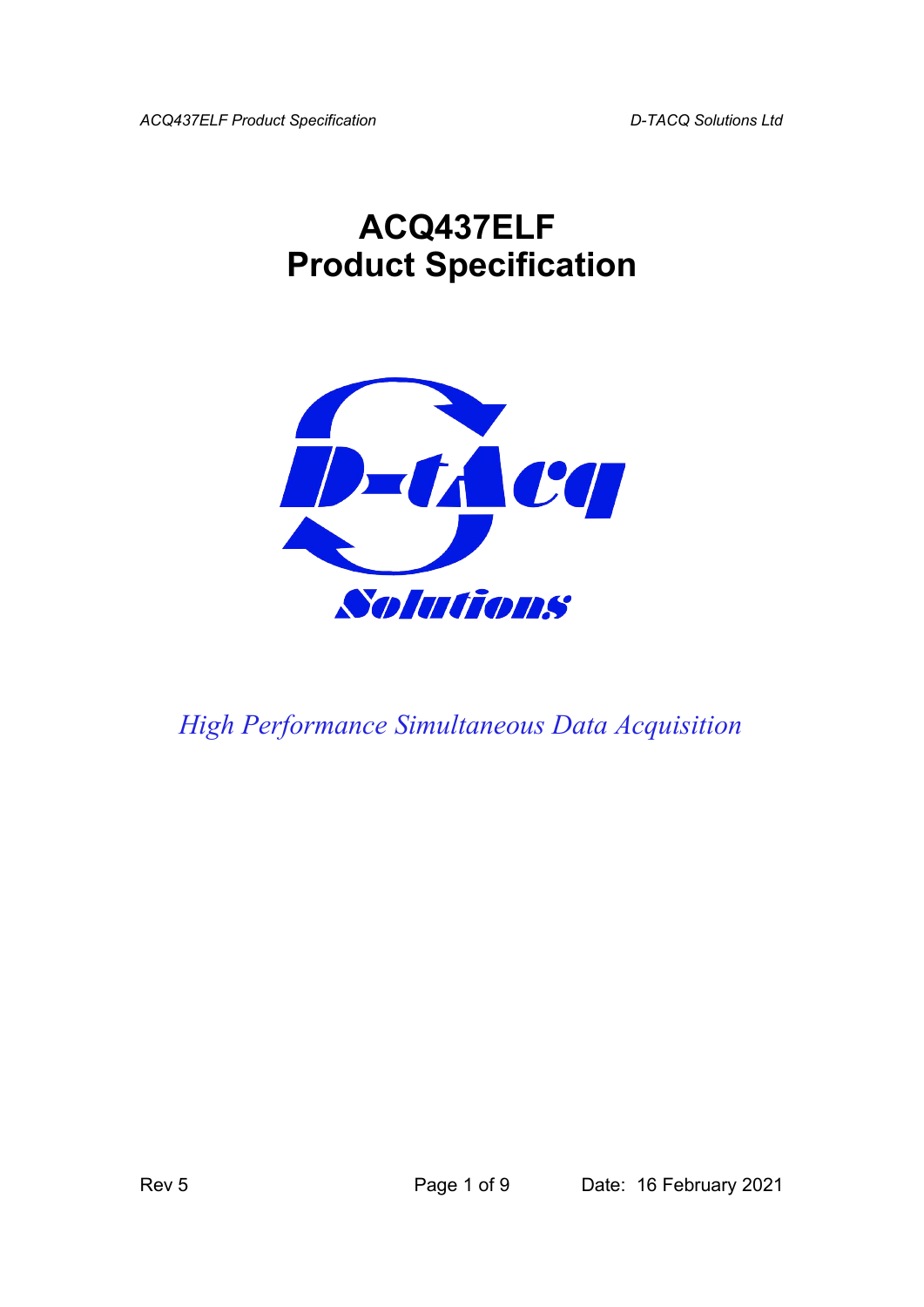# ACQ437ELF
# Product Specification

*High Performance Simultaneous Data Acquisition*

Rev 5

Date: 16 February 2021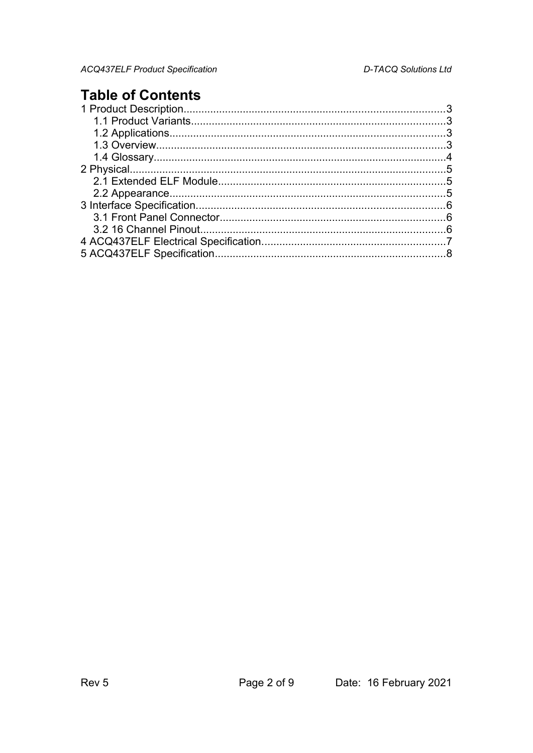# Table of Contents

1 Product Description........................................................................................3
  1.1 Product Variants......................................................................................3
  1.2 Applications............................................................................................3
  1.3 Overview.................................................................................................3
  1.4 Glossary..................................................................................................4
2 Physical..........................................................................................................5
  2.1 Extended ELF Module............................................................................5
  2.2 Appearance............................................................................................5
3 Interface Specification....................................................................................6
  3.1 Front Panel Connector...........................................................................6
  3.2 16 Channel Pinout..................................................................................6
4 ACQ437ELF Electrical Specification..............................................................7
5 ACQ437ELF Specification.............................................................................8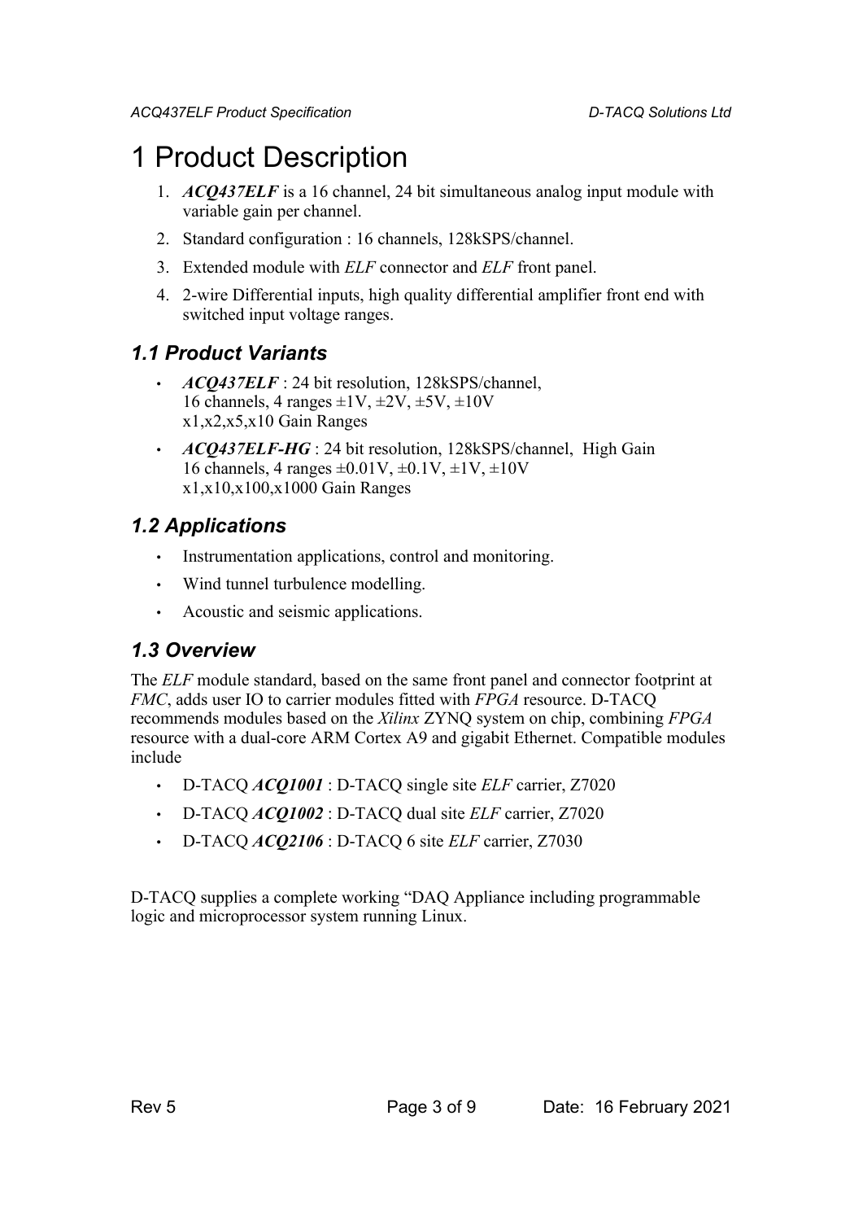# 1 Product Description

1. ***ACQ437ELF*** is a 16 channel, 24 bit simultaneous analog input module with variable gain per channel.
2. Standard configuration : 16 channels, 128kSPS/channel.
3. Extended module with *ELF* connector and *ELF* front panel.
4. 2-wire Differential inputs, high quality differential amplifier front end with switched input voltage ranges.

## *1.1 Product Variants*

- ***ACQ437ELF*** : 24 bit resolution, 128kSPS/channel,
  16 channels, 4 ranges ±1V, ±2V, ±5V, ±10V
  x1,x2,x5,x10 Gain Ranges
- ***ACQ437ELF-HG*** : 24 bit resolution, 128kSPS/channel, High Gain
  16 channels, 4 ranges ±0.01V, ±0.1V, ±1V, ±10V
  x1,x10,x100,x1000 Gain Ranges

## *1.2 Applications*

- Instrumentation applications, control and monitoring.
- Wind tunnel turbulence modelling.
- Acoustic and seismic applications.

## *1.3 Overview*

The *ELF* module standard, based on the same front panel and connector footprint at *FMC*, adds user IO to carrier modules fitted with *FPGA* resource. D-TACQ recommends modules based on the *Xilinx* ZYNQ system on chip, combining *FPGA* resource with a dual-core ARM Cortex A9 and gigabit Ethernet. Compatible modules include

- D-TACQ ***ACQ1001*** : D-TACQ single site *ELF* carrier, Z7020
- D-TACQ ***ACQ1002*** : D-TACQ dual site *ELF* carrier, Z7020
- D-TACQ ***ACQ2106*** : D-TACQ 6 site *ELF* carrier, Z7030

D-TACQ supplies a complete working "DAQ Appliance including programmable logic and microprocessor system running Linux.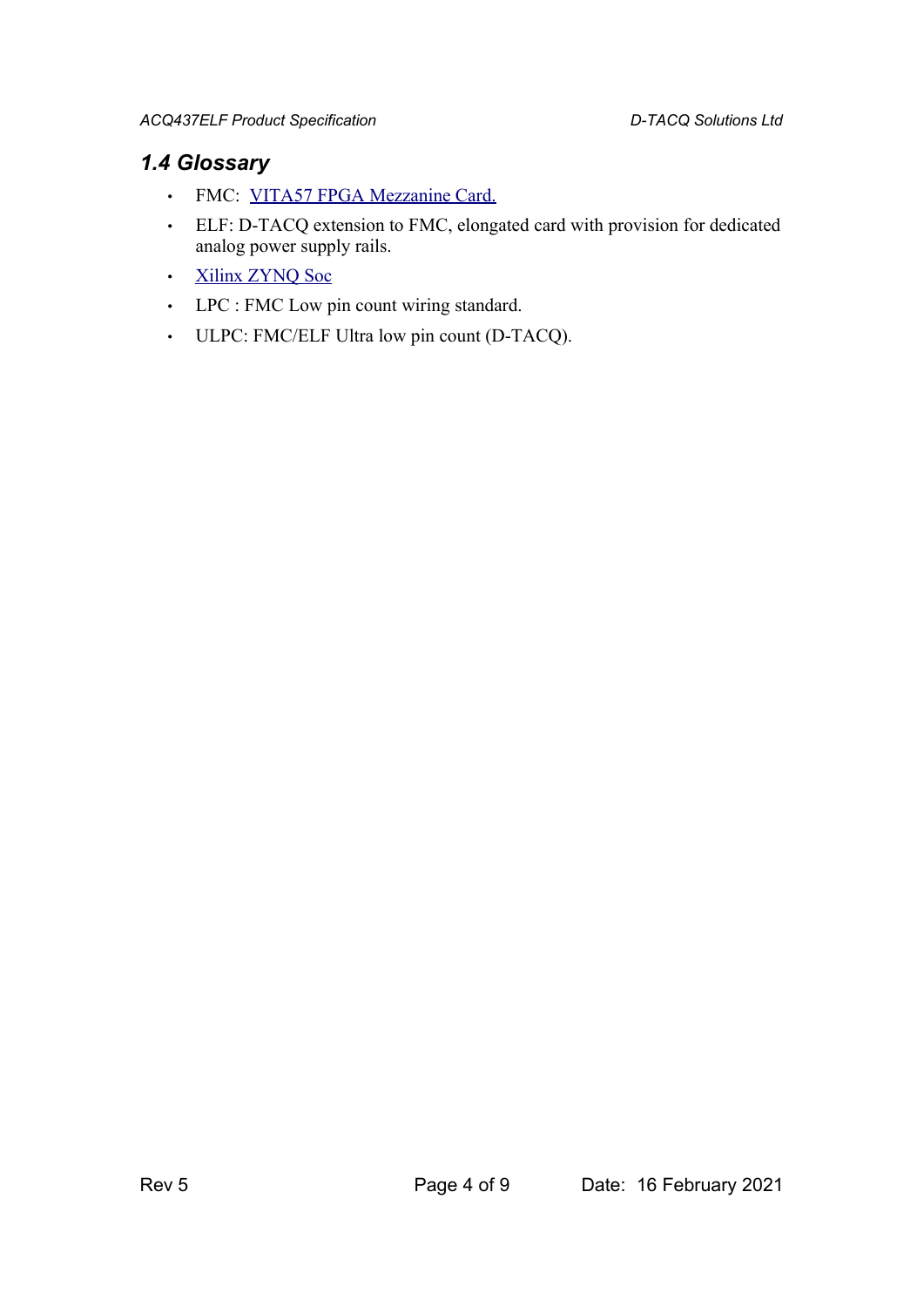### *1.4 Glossary*

- FMC: VITA57 FPGA Mezzanine Card.
- ELF: D-TACQ extension to FMC, elongated card with provision for dedicated analog power supply rails.
- Xilinx ZYNQ Soc
- LPC : FMC Low pin count wiring standard.
- ULPC: FMC/ELF Ultra low pin count (D-TACQ).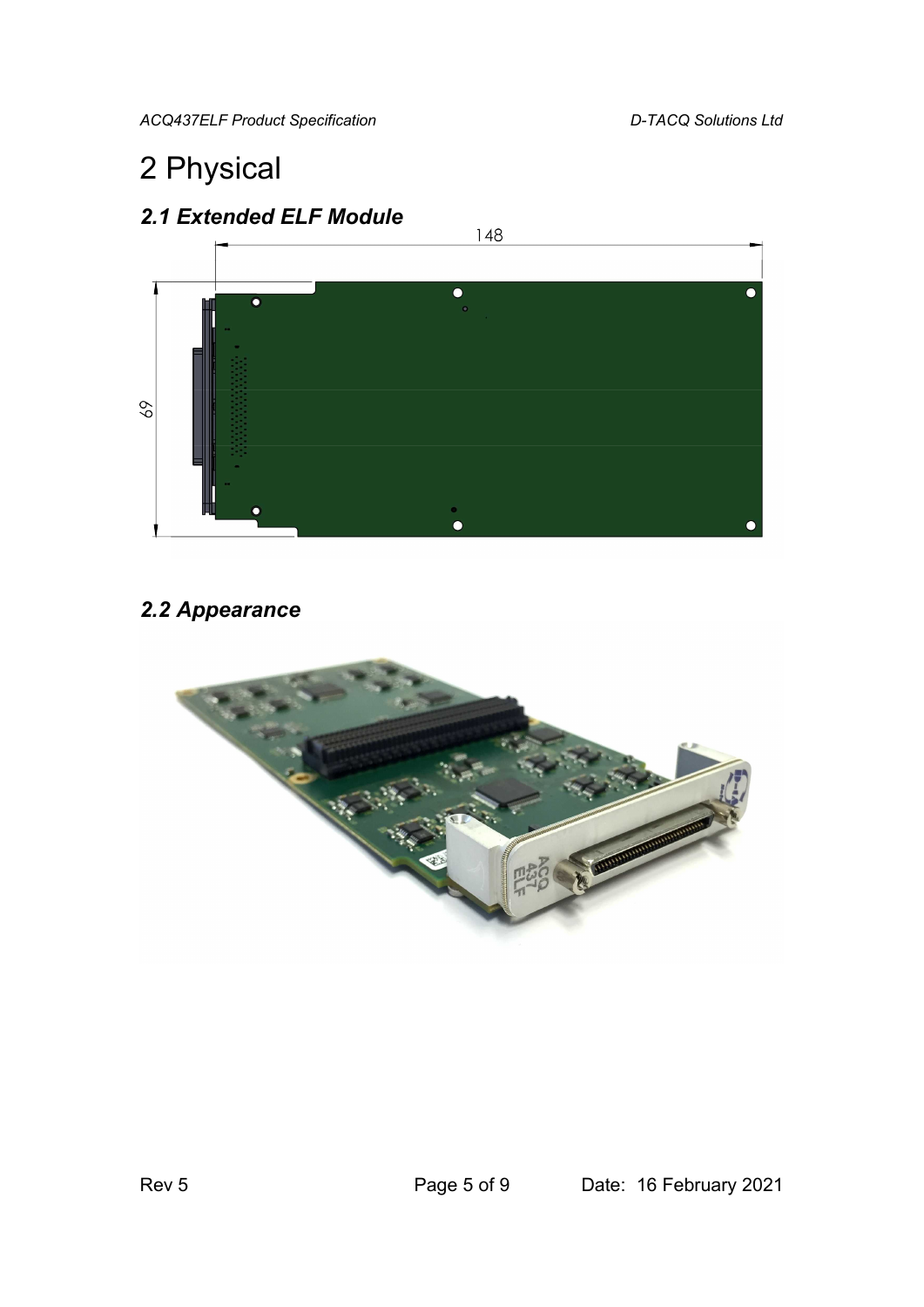# 2 Physical

## *2.1 Extended ELF Module*

## *2.2 Appearance*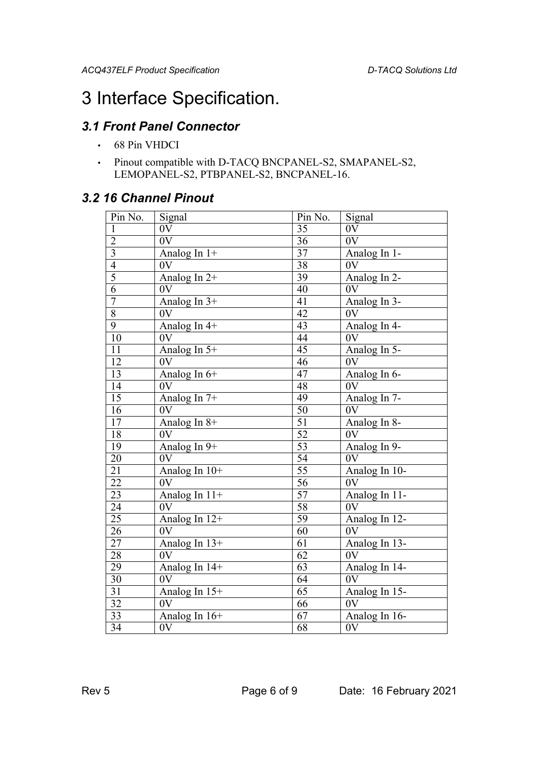# 3 Interface Specification.

## *3.1 Front Panel Connector*

- 68 Pin VHDCI
- Pinout compatible with D-TACQ BNCPANEL-S2, SMAPANEL-S2, LEMOPANEL-S2, PTBPANEL-S2, BNCPANEL-16.

## *3.2 16 Channel Pinout*

| Pin No. | Signal | Pin No. | Signal |
|---|---|---|---|
| 1 | 0V | 35 | 0V |
| 2 | 0V | 36 | 0V |
| 3 | Analog In 1+ | 37 | Analog In 1- |
| 4 | 0V | 38 | 0V |
| 5 | Analog In 2+ | 39 | Analog In 2- |
| 6 | 0V | 40 | 0V |
| 7 | Analog In 3+ | 41 | Analog In 3- |
| 8 | 0V | 42 | 0V |
| 9 | Analog In 4+ | 43 | Analog In 4- |
| 10 | 0V | 44 | 0V |
| 11 | Analog In 5+ | 45 | Analog In 5- |
| 12 | 0V | 46 | 0V |
| 13 | Analog In 6+ | 47 | Analog In 6- |
| 14 | 0V | 48 | 0V |
| 15 | Analog In 7+ | 49 | Analog In 7- |
| 16 | 0V | 50 | 0V |
| 17 | Analog In 8+ | 51 | Analog In 8- |
| 18 | 0V | 52 | 0V |
| 19 | Analog In 9+ | 53 | Analog In 9- |
| 20 | 0V | 54 | 0V |
| 21 | Analog In 10+ | 55 | Analog In 10- |
| 22 | 0V | 56 | 0V |
| 23 | Analog In 11+ | 57 | Analog In 11- |
| 24 | 0V | 58 | 0V |
| 25 | Analog In 12+ | 59 | Analog In 12- |
| 26 | 0V | 60 | 0V |
| 27 | Analog In 13+ | 61 | Analog In 13- |
| 28 | 0V | 62 | 0V |
| 29 | Analog In 14+ | 63 | Analog In 14- |
| 30 | 0V | 64 | 0V |
| 31 | Analog In 15+ | 65 | Analog In 15- |
| 32 | 0V | 66 | 0V |
| 33 | Analog In 16+ | 67 | Analog In 16- |
| 34 | 0V | 68 | 0V |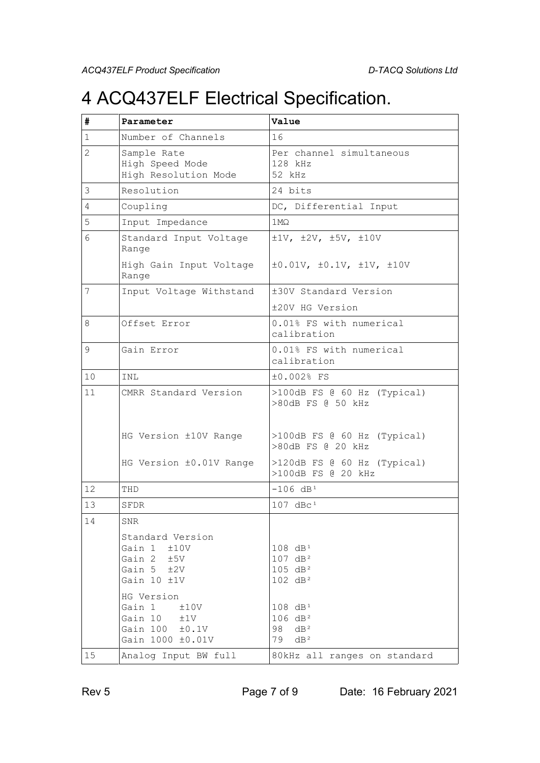# 4 ACQ437ELF Electrical Specification.

| # | Parameter | Value |
|---|---|---|
| 1 | Number of Channels | 16 |
| 2 | Sample Rate<br>High Speed Mode<br>High Resolution Mode | Per channel simultaneous<br>128 kHz<br>52 kHz |
| 3 | Resolution | 24 bits |
| 4 | Coupling | DC, Differential Input |
| 5 | Input Impedance | 1MΩ |
| 6 | Standard Input Voltage Range | ±1V, ±2V, ±5V, ±10V |
| | High Gain Input Voltage Range | ±0.01V, ±0.1V, ±1V, ±10V |
| 7 | Input Voltage Withstand | ±30V Standard Version |
| | | ±20V HG Version |
| 8 | Offset Error | 0.01% FS with numerical calibration |
| 9 | Gain Error | 0.01% FS with numerical calibration |
| 10 | INL | ±0.002% FS |
| 11 | CMRR Standard Version | >100dB FS @ 60 Hz (Typical)<br>>80dB FS @ 50 kHz |
| | HG Version ±10V Range | >100dB FS @ 60 Hz (Typical)<br>>80dB FS @ 20 kHz |
| | HG Version ±0.01V Range | >120dB FS @ 60 Hz (Typical)<br>>100dB FS @ 20 kHz |
| 12 | THD | -106 dB[1] |
| 13 | SFDR | 107 dBc[1] |
| 14 | SNR | |
| | Standard Version<br>Gain 1 ±10V<br>Gain 2 ±5V<br>Gain 5 ±2V<br>Gain 10 ±1V | <br>108 dB[1]<br>107 dB[2]<br>105 dB[2]<br>102 dB[2] |
| | HG Version<br>Gain 1 ±10V<br>Gain 10 ±1V<br>Gain 100 ±0.1V<br>Gain 1000 ±0.01V | <br>108 dB[1]<br>106 dB[2]<br>98 dB[2]<br>79 dB[2] |
| 15 | Analog Input BW full | 80kHz all ranges on standard |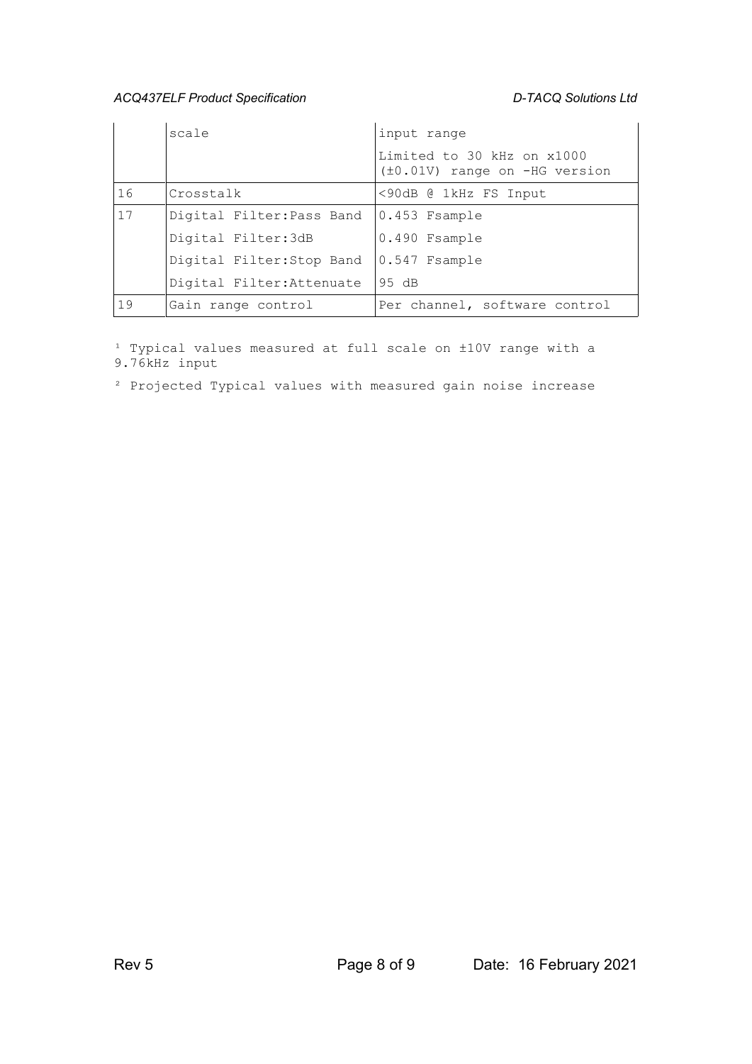| | | |
|---|---|---|
| | scale | input range<br>Limited to 30 kHz on x1000 (±0.01V) range on -HG version |
| 16 | Crosstalk | <90dB @ 1kHz FS Input |
| 17 | Digital Filter:Pass Band | 0.453 Fsample |
| | Digital Filter:3dB | 0.490 Fsample |
| | Digital Filter:Stop Band | 0.547 Fsample |
| | Digital Filter:Attenuate | 95 dB |
| 19 | Gain range control | Per channel, software control |

[1] Typical values measured at full scale on ±10V range with a 9.76kHz input

[2] Projected Typical values with measured gain noise increase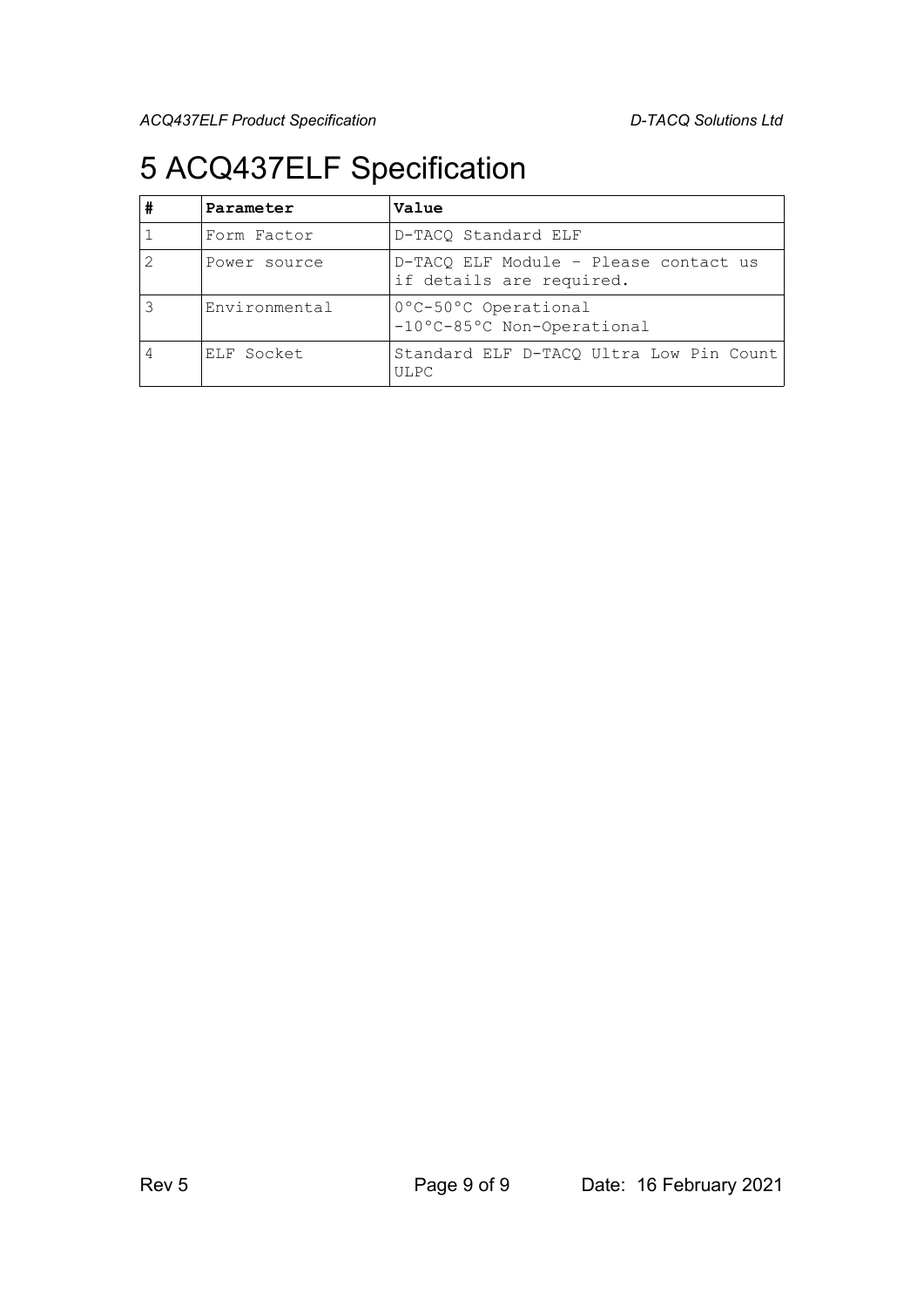# 5 ACQ437ELF Specification

| # | Parameter | Value |
|---|---|---|
| 1 | Form Factor | D-TACQ Standard ELF |
| 2 | Power source | D-TACQ ELF Module – Please contact us if details are required. |
| 3 | Environmental | 0°C-50°C Operational<br>-10°C-85°C Non-Operational |
| 4 | ELF Socket | Standard ELF D-TACQ Ultra Low Pin Count ULPC |